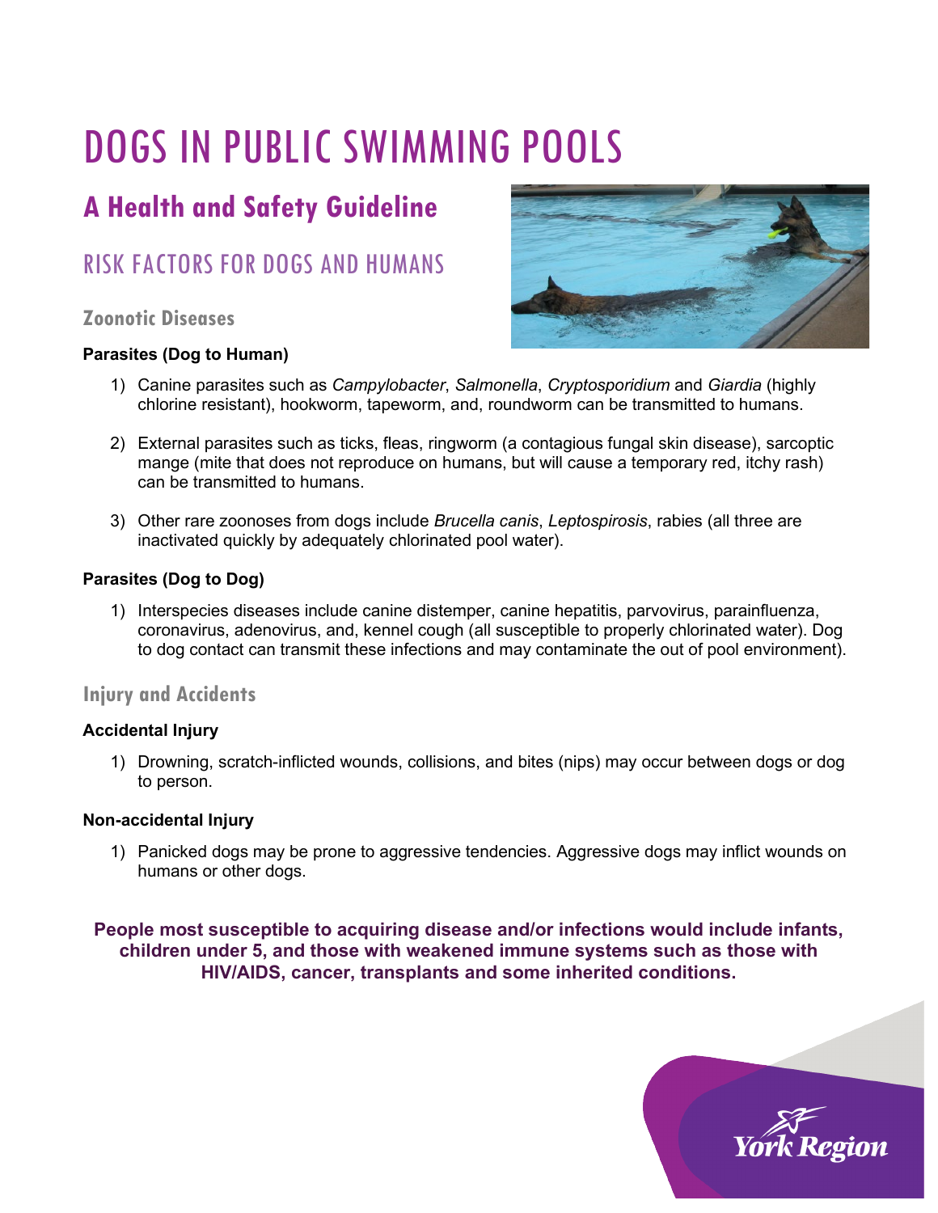# DOGS IN PUBLIC SWIMMING POOLS

## A Health and Safety Guideline

## RISK FACTORS FOR DOGS AND HUMANS

### Zoonotic Diseases

**Parasites (Dog to Human)**

1) Canine parasites such as *Campylobacter*, *Salmonella*, *Cryptosporidium* and *Giardia* (highly chlorine resistant), hookworm, tapeworm, and, roundworm can be transmitted to humans.

2) External parasites such as ticks, fleas, ringworm (a contagious fungal skin disease), sarcoptic mange (mite that does not reproduce on humans, but will cause a temporary red, itchy rash) can be transmitted to humans.

3) Other rare zoonoses from dogs include *Brucella canis*, *Leptospirosis*, rabies (all three are inactivated quickly by adequately chlorinated pool water).

**Parasites (Dog to Dog)**

1) Interspecies diseases include canine distemper, canine hepatitis, parvovirus, parainfluenza, coronavirus, adenovirus, and, kennel cough (all susceptible to properly chlorinated water). Dog to dog contact can transmit these infections and may contaminate the out of pool environment).

### Injury and Accidents

**Accidental Injury**

1) Drowning, scratch-inflicted wounds, collisions, and bites (nips) may occur between dogs or dog to person.

**Non-accidental Injury**

1) Panicked dogs may be prone to aggressive tendencies. Aggressive dogs may inflict wounds on humans or other dogs.

**People most susceptible to acquiring disease and/or infections would include infants, children under 5, and those with weakened immune systems such as those with HIV/AIDS, cancer, transplants and some inherited conditions.**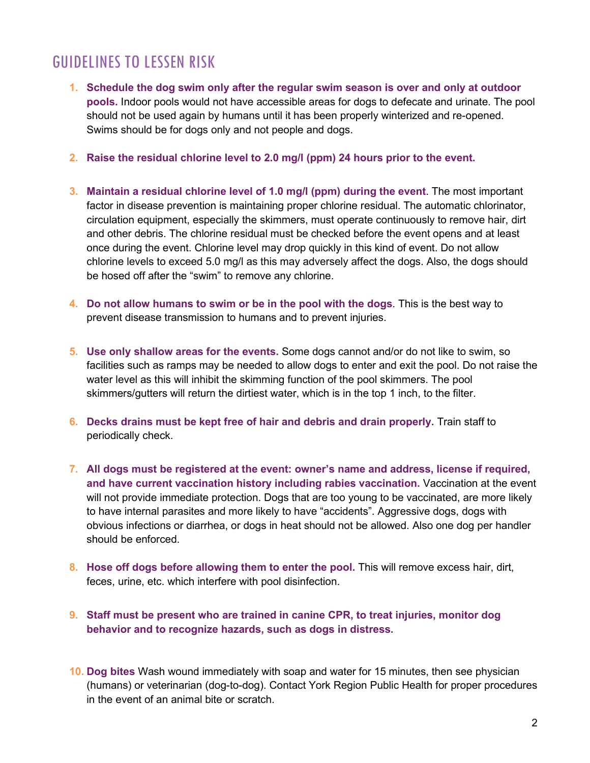## GUIDELINES TO LESSEN RISK

1. **Schedule the dog swim only after the regular swim season is over and only at outdoor pools.** Indoor pools would not have accessible areas for dogs to defecate and urinate. The pool should not be used again by humans until it has been properly winterized and re-opened. Swims should be for dogs only and not people and dogs.

2. **Raise the residual chlorine level to 2.0 mg/l (ppm) 24 hours prior to the event.**

3. **Maintain a residual chlorine level of 1.0 mg/l (ppm) during the event**. The most important factor in disease prevention is maintaining proper chlorine residual. The automatic chlorinator, circulation equipment, especially the skimmers, must operate continuously to remove hair, dirt and other debris. The chlorine residual must be checked before the event opens and at least once during the event. Chlorine level may drop quickly in this kind of event. Do not allow chlorine levels to exceed 5.0 mg/l as this may adversely affect the dogs. Also, the dogs should be hosed off after the "swim" to remove any chlorine.

4. **Do not allow humans to swim or be in the pool with the dogs**. This is the best way to prevent disease transmission to humans and to prevent injuries.

5. **Use only shallow areas for the events.** Some dogs cannot and/or do not like to swim, so facilities such as ramps may be needed to allow dogs to enter and exit the pool. Do not raise the water level as this will inhibit the skimming function of the pool skimmers. The pool skimmers/gutters will return the dirtiest water, which is in the top 1 inch, to the filter.

6. **Decks drains must be kept free of hair and debris and drain properly.** Train staff to periodically check.

7. **All dogs must be registered at the event: owner's name and address, license if required, and have current vaccination history including rabies vaccination.** Vaccination at the event will not provide immediate protection. Dogs that are too young to be vaccinated, are more likely to have internal parasites and more likely to have "accidents". Aggressive dogs, dogs with obvious infections or diarrhea, or dogs in heat should not be allowed. Also one dog per handler should be enforced.

8. **Hose off dogs before allowing them to enter the pool.** This will remove excess hair, dirt, feces, urine, etc. which interfere with pool disinfection.

9. **Staff must be present who are trained in canine CPR, to treat injuries, monitor dog behavior and to recognize hazards, such as dogs in distress.**

10. **Dog bites** Wash wound immediately with soap and water for 15 minutes, then see physician (humans) or veterinarian (dog-to-dog). Contact York Region Public Health for proper procedures in the event of an animal bite or scratch.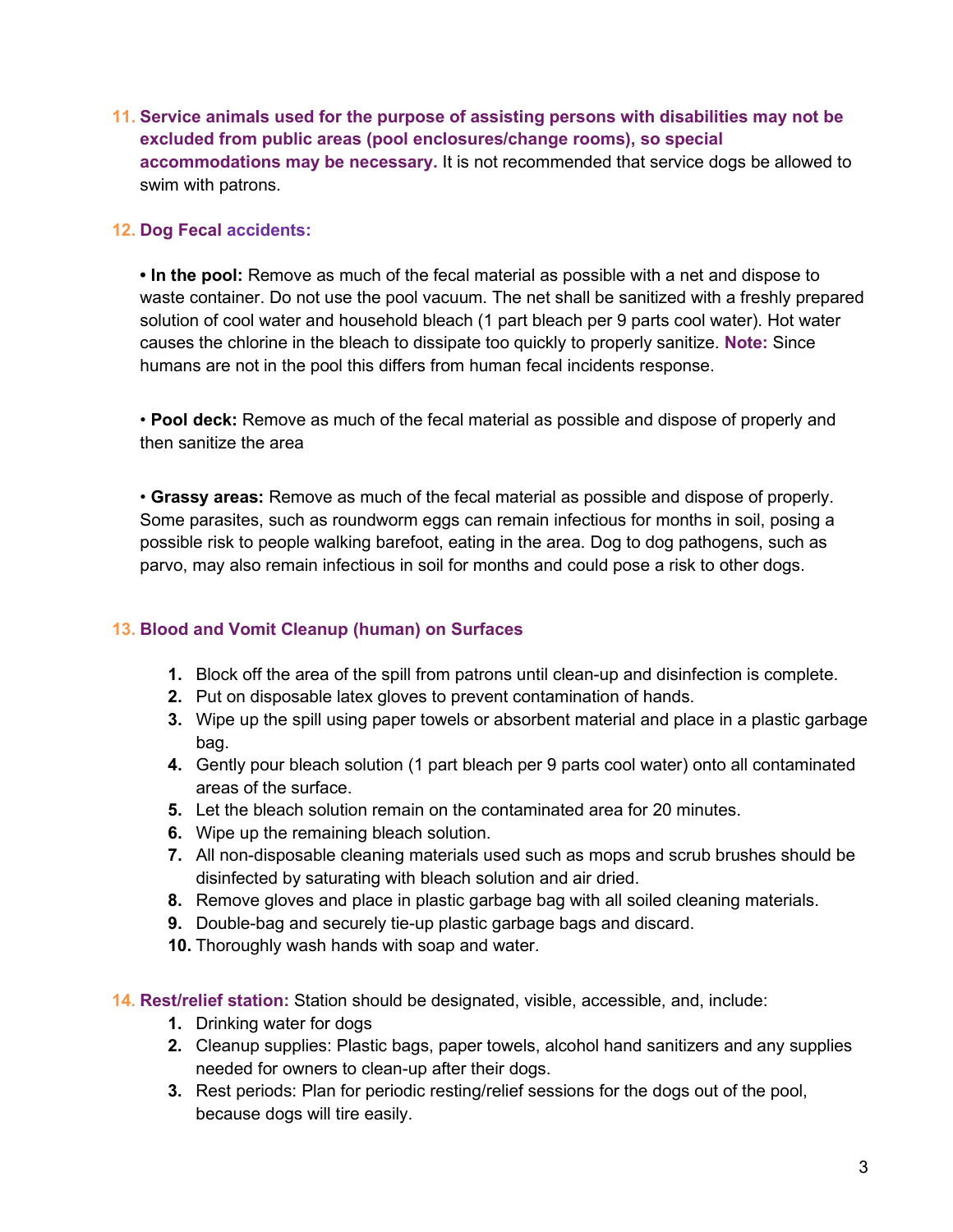11. **Service animals used for the purpose of assisting persons with disabilities may not be excluded from public areas (pool enclosures/change rooms), so special accommodations may be necessary.** It is not recommended that service dogs be allowed to swim with patrons.

12. **Dog Fecal accidents:**

    • **In the pool:** Remove as much of the fecal material as possible with a net and dispose to waste container. Do not use the pool vacuum. The net shall be sanitized with a freshly prepared solution of cool water and household bleach (1 part bleach per 9 parts cool water). Hot water causes the chlorine in the bleach to dissipate too quickly to properly sanitize. **Note:** Since humans are not in the pool this differs from human fecal incidents response.

    • **Pool deck:** Remove as much of the fecal material as possible and dispose of properly and then sanitize the area

    • **Grassy areas:** Remove as much of the fecal material as possible and dispose of properly. Some parasites, such as roundworm eggs can remain infectious for months in soil, posing a possible risk to people walking barefoot, eating in the area. Dog to dog pathogens, such as parvo, may also remain infectious in soil for months and could pose a risk to other dogs.

13. **Blood and Vomit Cleanup (human) on Surfaces**

    1. Block off the area of the spill from patrons until clean-up and disinfection is complete.
    2. Put on disposable latex gloves to prevent contamination of hands.
    3. Wipe up the spill using paper towels or absorbent material and place in a plastic garbage bag.
    4. Gently pour bleach solution (1 part bleach per 9 parts cool water) onto all contaminated areas of the surface.
    5. Let the bleach solution remain on the contaminated area for 20 minutes.
    6. Wipe up the remaining bleach solution.
    7. All non-disposable cleaning materials used such as mops and scrub brushes should be disinfected by saturating with bleach solution and air dried.
    8. Remove gloves and place in plastic garbage bag with all soiled cleaning materials.
    9. Double-bag and securely tie-up plastic garbage bags and discard.
    10. Thoroughly wash hands with soap and water.

14. **Rest/relief station:** Station should be designated, visible, accessible, and, include:
    1. Drinking water for dogs
    2. Cleanup supplies: Plastic bags, paper towels, alcohol hand sanitizers and any supplies needed for owners to clean-up after their dogs.
    3. Rest periods: Plan for periodic resting/relief sessions for the dogs out of the pool, because dogs will tire easily.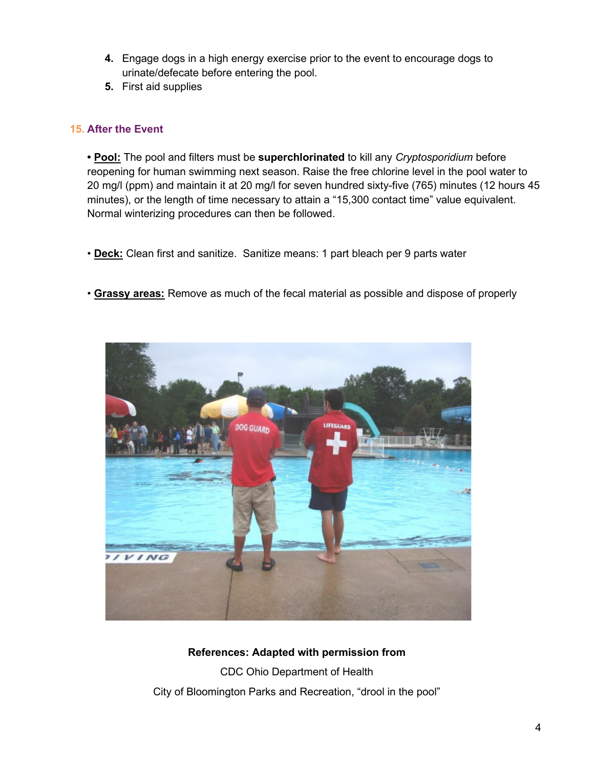4. Engage dogs in a high energy exercise prior to the event to encourage dogs to urinate/defecate before entering the pool.
5. First aid supplies

## 15. After the Event

• **Pool:** The pool and filters must be **superchlorinated** to kill any *Cryptosporidium* before reopening for human swimming next season. Raise the free chlorine level in the pool water to 20 mg/l (ppm) and maintain it at 20 mg/l for seven hundred sixty-five (765) minutes (12 hours 45 minutes), or the length of time necessary to attain a "15,300 contact time" value equivalent. Normal winterizing procedures can then be followed.

• **Deck:** Clean first and sanitize. Sanitize means: 1 part bleach per 9 parts water

• **Grassy areas:** Remove as much of the fecal material as possible and dispose of properly

**References: Adapted with permission from**

CDC Ohio Department of Health

City of Bloomington Parks and Recreation, "drool in the pool"